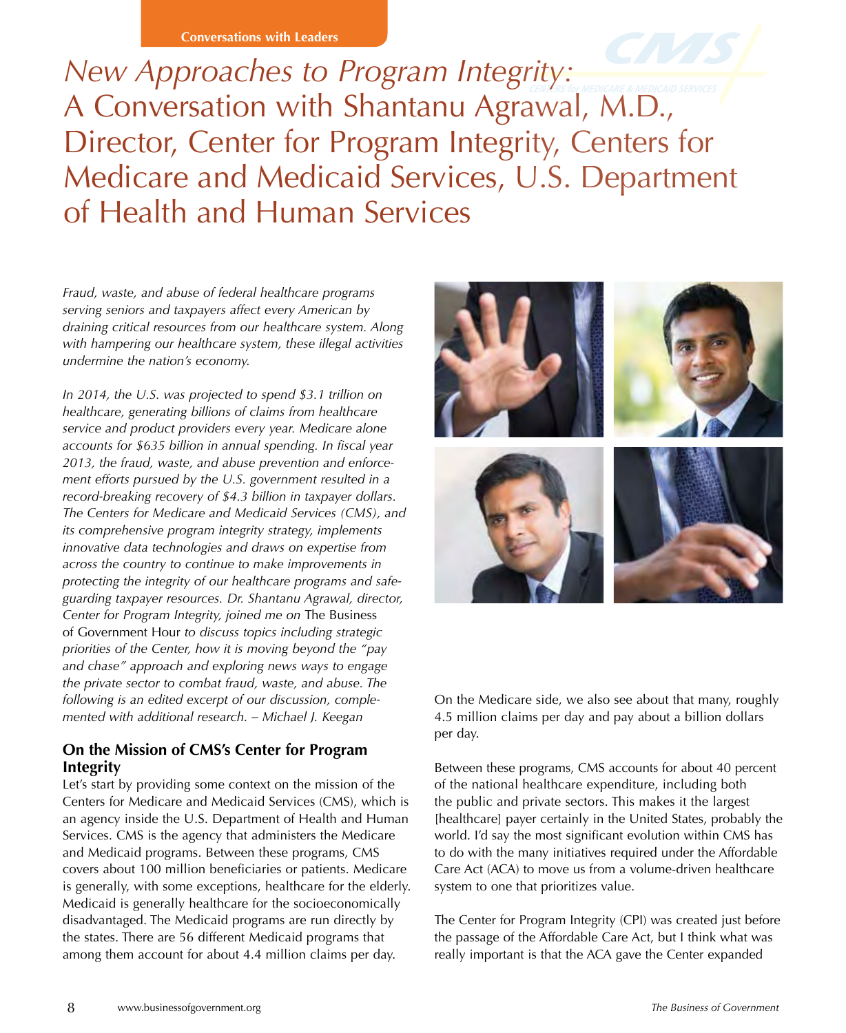Conversations with Leaders

# *New Approaches to Program Integrity:* A Conversation with Shantanu Agrawal, M.D., Director, Center for Program Integrity, Centers for Medicare and Medicaid Services, U.S. Department of Health and Human Services

*Fraud, waste, and abuse of federal healthcare programs serving seniors and taxpayers affect every American by draining critical resources from our healthcare system. Along with hampering our healthcare system, these illegal activities undermine the nation's economy.*

*In 2014, the U.S. was projected to spend $3.1 trillion on healthcare, generating billions of claims from healthcare service and product providers every year. Medicare alone accounts for $635 billion in annual spending. In fiscal year 2013, the fraud, waste, and abuse prevention and enforcement efforts pursued by the U.S. government resulted in a record-breaking recovery of $4.3 billion in taxpayer dollars. The Centers for Medicare and Medicaid Services (CMS), and its comprehensive program integrity strategy, implements innovative data technologies and draws on expertise from across the country to continue to make improvements in protecting the integrity of our healthcare programs and safeguarding taxpayer resources. Dr. Shantanu Agrawal, director, Center for Program Integrity, joined me on* The Business of Government Hour *to discuss topics including strategic priorities of the Center, how it is moving beyond the "pay and chase" approach and exploring news ways to engage the private sector to combat fraud, waste, and abuse. The following is an edited excerpt of our discussion, complemented with additional research. – Michael J. Keegan*

## On the Mission of CMS's Center for Program Integrity

Let's start by providing some context on the mission of the Centers for Medicare and Medicaid Services (CMS), which is an agency inside the U.S. Department of Health and Human Services. CMS is the agency that administers the Medicare and Medicaid programs. Between these programs, CMS covers about 100 million beneficiaries or patients. Medicare is generally, with some exceptions, healthcare for the elderly. Medicaid is generally healthcare for the socioeconomically disadvantaged. The Medicaid programs are run directly by the states. There are 56 different Medicaid programs that among them account for about 4.4 million claims per day.

On the Medicare side, we also see about that many, roughly 4.5 million claims per day and pay about a billion dollars per day.

Between these programs, CMS accounts for about 40 percent of the national healthcare expenditure, including both the public and private sectors. This makes it the largest [healthcare] payer certainly in the United States, probably the world. I'd say the most significant evolution within CMS has to do with the many initiatives required under the Affordable Care Act (ACA) to move us from a volume-driven healthcare system to one that prioritizes value.

The Center for Program Integrity (CPI) was created just before the passage of the Affordable Care Act, but I think what was really important is that the ACA gave the Center expanded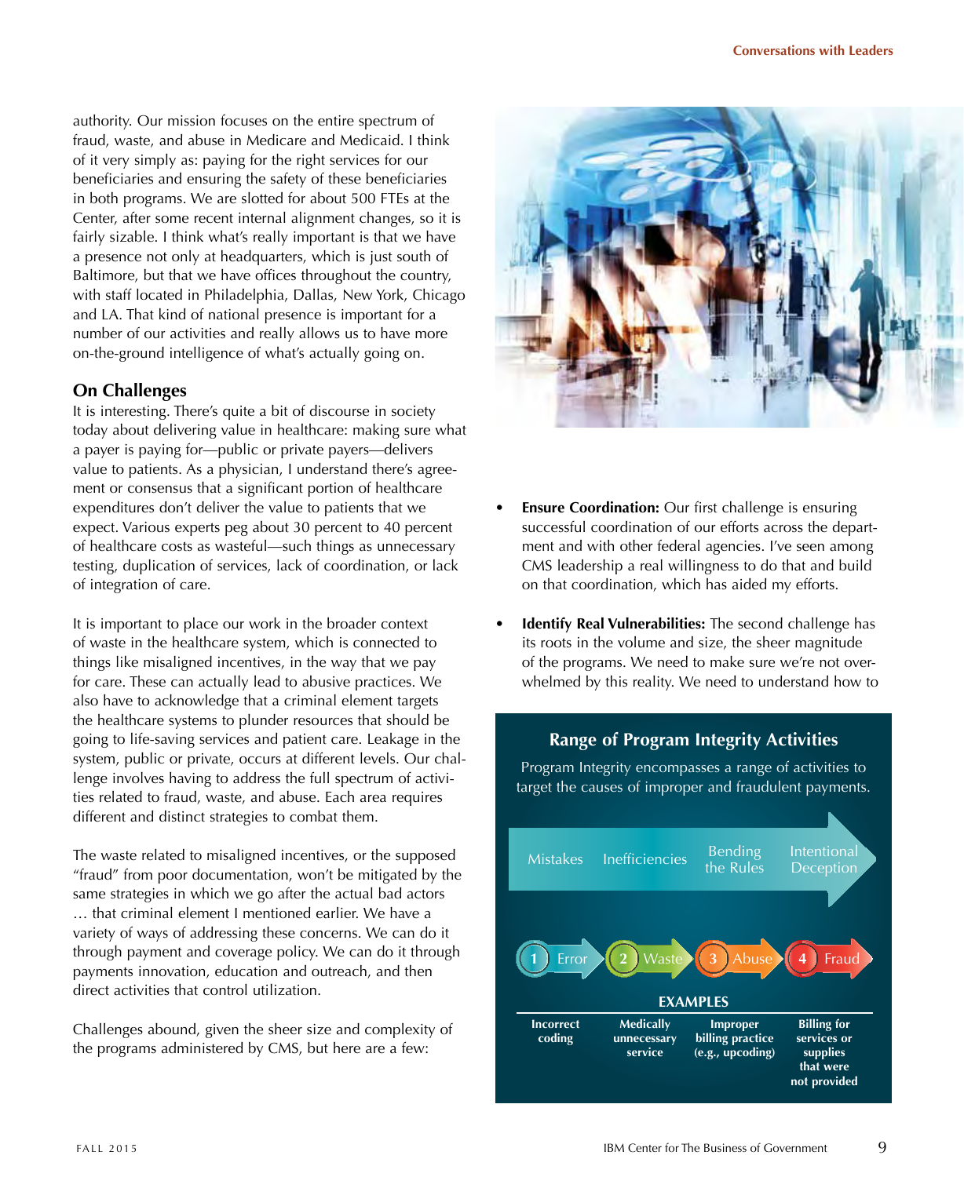authority. Our mission focuses on the entire spectrum of fraud, waste, and abuse in Medicare and Medicaid. I think of it very simply as: paying for the right services for our beneficiaries and ensuring the safety of these beneficiaries in both programs. We are slotted for about 500 FTEs at the Center, after some recent internal alignment changes, so it is fairly sizable. I think what's really important is that we have a presence not only at headquarters, which is just south of Baltimore, but that we have offices throughout the country, with staff located in Philadelphia, Dallas, New York, Chicago and LA. That kind of national presence is important for a number of our activities and really allows us to have more on-the-ground intelligence of what's actually going on.

## On Challenges

It is interesting. There's quite a bit of discourse in society today about delivering value in healthcare: making sure what a payer is paying for—public or private payers—delivers value to patients. As a physician, I understand there's agreement or consensus that a significant portion of healthcare expenditures don't deliver the value to patients that we expect. Various experts peg about 30 percent to 40 percent of healthcare costs as wasteful—such things as unnecessary testing, duplication of services, lack of coordination, or lack of integration of care.

It is important to place our work in the broader context of waste in the healthcare system, which is connected to things like misaligned incentives, in the way that we pay for care. These can actually lead to abusive practices. We also have to acknowledge that a criminal element targets the healthcare systems to plunder resources that should be going to life-saving services and patient care. Leakage in the system, public or private, occurs at different levels. Our challenge involves having to address the full spectrum of activities related to fraud, waste, and abuse. Each area requires different and distinct strategies to combat them.

The waste related to misaligned incentives, or the supposed "fraud" from poor documentation, won't be mitigated by the same strategies in which we go after the actual bad actors … that criminal element I mentioned earlier. We have a variety of ways of addressing these concerns. We can do it through payment and coverage policy. We can do it through payments innovation, education and outreach, and then direct activities that control utilization.

Challenges abound, given the sheer size and complexity of the programs administered by CMS, but here are a few:

- **Ensure Coordination:** Our first challenge is ensuring successful coordination of our efforts across the department and with other federal agencies. I've seen among CMS leadership a real willingness to do that and build on that coordination, which has aided my efforts.

- **Identify Real Vulnerabilities:** The second challenge has its roots in the volume and size, the sheer magnitude of the programs. We need to make sure we're not overwhelmed by this reality. We need to understand how to

### Range of Program Integrity Activities

Program Integrity encompasses a range of activities to target the causes of improper and fraudulent payments.

Mistakes → Inefficiencies → Bending the Rules → Intentional Deception

| 1 Error | 2 Waste | 3 Abuse | 4 Fraud |
|---|---|---|---|
| **EXAMPLES** | | | |
| Incorrect coding | Medically unnecessary service | Improper billing practice (e.g., upcoding) | Billing for services or supplies that were not provided |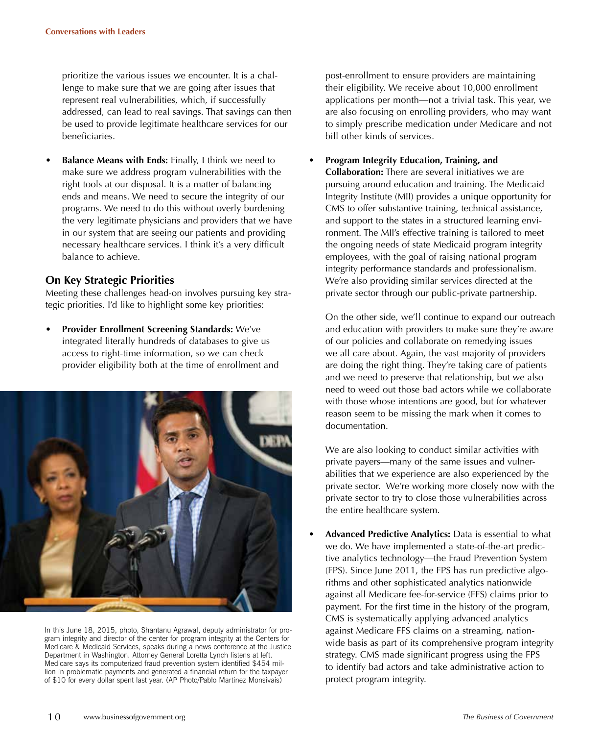prioritize the various issues we encounter. It is a challenge to make sure that we are going after issues that represent real vulnerabilities, which, if successfully addressed, can lead to real savings. That savings can then be used to provide legitimate healthcare services for our beneficiaries.

- **Balance Means with Ends:** Finally, I think we need to make sure we address program vulnerabilities with the right tools at our disposal. It is a matter of balancing ends and means. We need to secure the integrity of our programs. We need to do this without overly burdening the very legitimate physicians and providers that we have in our system that are seeing our patients and providing necessary healthcare services. I think it's a very difficult balance to achieve.

## On Key Strategic Priorities

Meeting these challenges head-on involves pursuing key strategic priorities. I'd like to highlight some key priorities:

- **Provider Enrollment Screening Standards:** We've integrated literally hundreds of databases to give us access to right-time information, so we can check provider eligibility both at the time of enrollment and post-enrollment to ensure providers are maintaining their eligibility. We receive about 10,000 enrollment applications per month—not a trivial task. This year, we are also focusing on enrolling providers, who may want to simply prescribe medication under Medicare and not bill other kinds of services.

In this June 18, 2015, photo, Shantanu Agrawal, deputy administrator for program integrity and director of the center for program integrity at the Centers for Medicare & Medicaid Services, speaks during a news conference at the Justice Department in Washington. Attorney General Loretta Lynch listens at left. Medicare says its computerized fraud prevention system identified $454 million in problematic payments and generated a financial return for the taxpayer of $10 for every dollar spent last year. (AP Photo/Pablo Martinez Monsivais)

- **Program Integrity Education, Training, and Collaboration:** There are several initiatives we are pursuing around education and training. The Medicaid Integrity Institute (MII) provides a unique opportunity for CMS to offer substantive training, technical assistance, and support to the states in a structured learning environment. The MII's effective training is tailored to meet the ongoing needs of state Medicaid program integrity employees, with the goal of raising national program integrity performance standards and professionalism. We're also providing similar services directed at the private sector through our public-private partnership.

  On the other side, we'll continue to expand our outreach and education with providers to make sure they're aware of our policies and collaborate on remedying issues we all care about. Again, the vast majority of providers are doing the right thing. They're taking care of patients and we need to preserve that relationship, but we also need to weed out those bad actors while we collaborate with those whose intentions are good, but for whatever reason seem to be missing the mark when it comes to documentation.

  We are also looking to conduct similar activities with private payers—many of the same issues and vulnerabilities that we experience are also experienced by the private sector. We're working more closely now with the private sector to try to close those vulnerabilities across the entire healthcare system.

- **Advanced Predictive Analytics:** Data is essential to what we do. We have implemented a state-of-the-art predictive analytics technology—the Fraud Prevention System (FPS). Since June 2011, the FPS has run predictive algorithms and other sophisticated analytics nationwide against all Medicare fee-for-service (FFS) claims prior to payment. For the first time in the history of the program, CMS is systematically applying advanced analytics against Medicare FFS claims on a streaming, nationwide basis as part of its comprehensive program integrity strategy. CMS made significant progress using the FPS to identify bad actors and take administrative action to protect program integrity.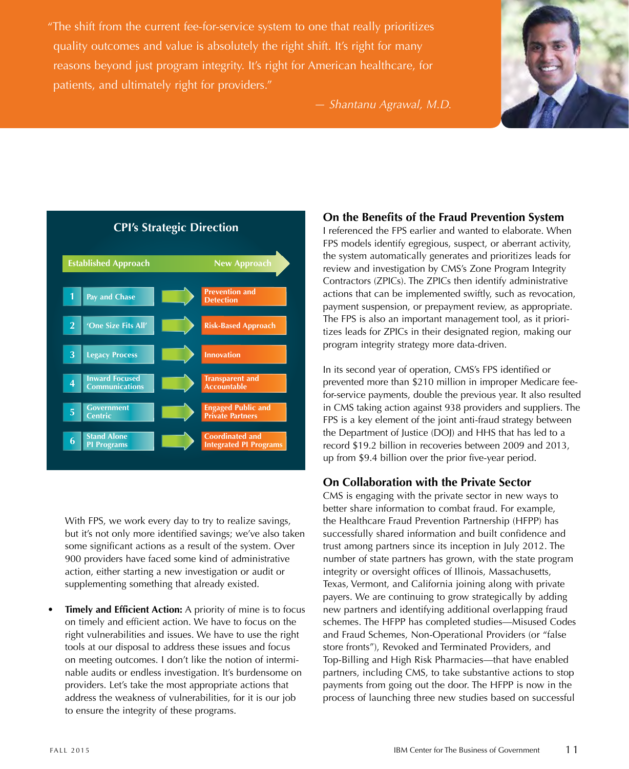> "The shift from the current fee-for-service system to one that really prioritizes quality outcomes and value is absolutely the right shift. It's right for many reasons beyond just program integrity. It's right for American healthcare, for patients, and ultimately right for providers."
>
> — *Shantanu Agrawal, M.D.*

**CPI's Strategic Direction**

| | Established Approach | | New Approach |
|---|---|---|---|
| 1 | Pay and Chase | → | Prevention and Detection |
| 2 | 'One Size Fits All' | → | Risk-Based Approach |
| 3 | Legacy Process | → | Innovation |
| 4 | Inward Focused Communications | → | Transparent and Accountable |
| 5 | Government Centric | → | Engaged Public and Private Partners |
| 6 | Stand Alone PI Programs | → | Coordinated and Integrated PI Programs |

With FPS, we work every day to try to realize savings, but it's not only more identified savings; we've also taken some significant actions as a result of the system. Over 900 providers have faced some kind of administrative action, either starting a new investigation or audit or supplementing something that already existed.

- **Timely and Efficient Action:** A priority of mine is to focus on timely and efficient action. We have to focus on the right vulnerabilities and issues. We have to use the right tools at our disposal to address these issues and focus on meeting outcomes. I don't like the notion of interminable audits or endless investigation. It's burdensome on providers. Let's take the most appropriate actions that address the weakness of vulnerabilities, for it is our job to ensure the integrity of these programs.

## On the Benefits of the Fraud Prevention System

I referenced the FPS earlier and wanted to elaborate. When FPS models identify egregious, suspect, or aberrant activity, the system automatically generates and prioritizes leads for review and investigation by CMS's Zone Program Integrity Contractors (ZPICs). The ZPICs then identify administrative actions that can be implemented swiftly, such as revocation, payment suspension, or prepayment review, as appropriate. The FPS is also an important management tool, as it prioritizes leads for ZPICs in their designated region, making our program integrity strategy more data-driven.

In its second year of operation, CMS's FPS identified or prevented more than $210 million in improper Medicare fee-for-service payments, double the previous year. It also resulted in CMS taking action against 938 providers and suppliers. The FPS is a key element of the joint anti-fraud strategy between the Department of Justice (DOJ) and HHS that has led to a record $19.2 billion in recoveries between 2009 and 2013, up from $9.4 billion over the prior five-year period.

## On Collaboration with the Private Sector

CMS is engaging with the private sector in new ways to better share information to combat fraud. For example, the Healthcare Fraud Prevention Partnership (HFPP) has successfully shared information and built confidence and trust among partners since its inception in July 2012. The number of state partners has grown, with the state program integrity or oversight offices of Illinois, Massachusetts, Texas, Vermont, and California joining along with private payers. We are continuing to grow strategically by adding new partners and identifying additional overlapping fraud schemes. The HFPP has completed studies—Misused Codes and Fraud Schemes, Non-Operational Providers (or "false store fronts"), Revoked and Terminated Providers, and Top-Billing and High Risk Pharmacies—that have enabled partners, including CMS, to take substantive actions to stop payments from going out the door. The HFPP is now in the process of launching three new studies based on successful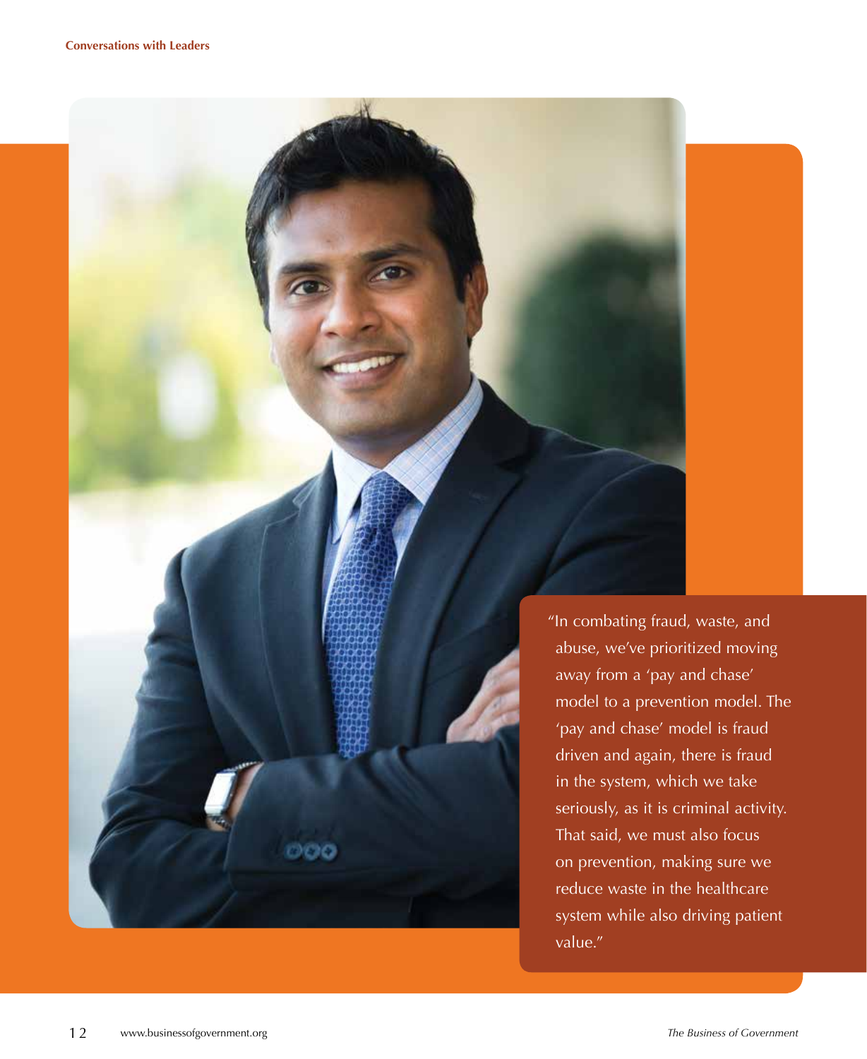"In combating fraud, waste, and abuse, we've prioritized moving away from a 'pay and chase' model to a prevention model. The 'pay and chase' model is fraud driven and again, there is fraud in the system, which we take seriously, as it is criminal activity. That said, we must also focus on prevention, making sure we reduce waste in the healthcare system while also driving patient value."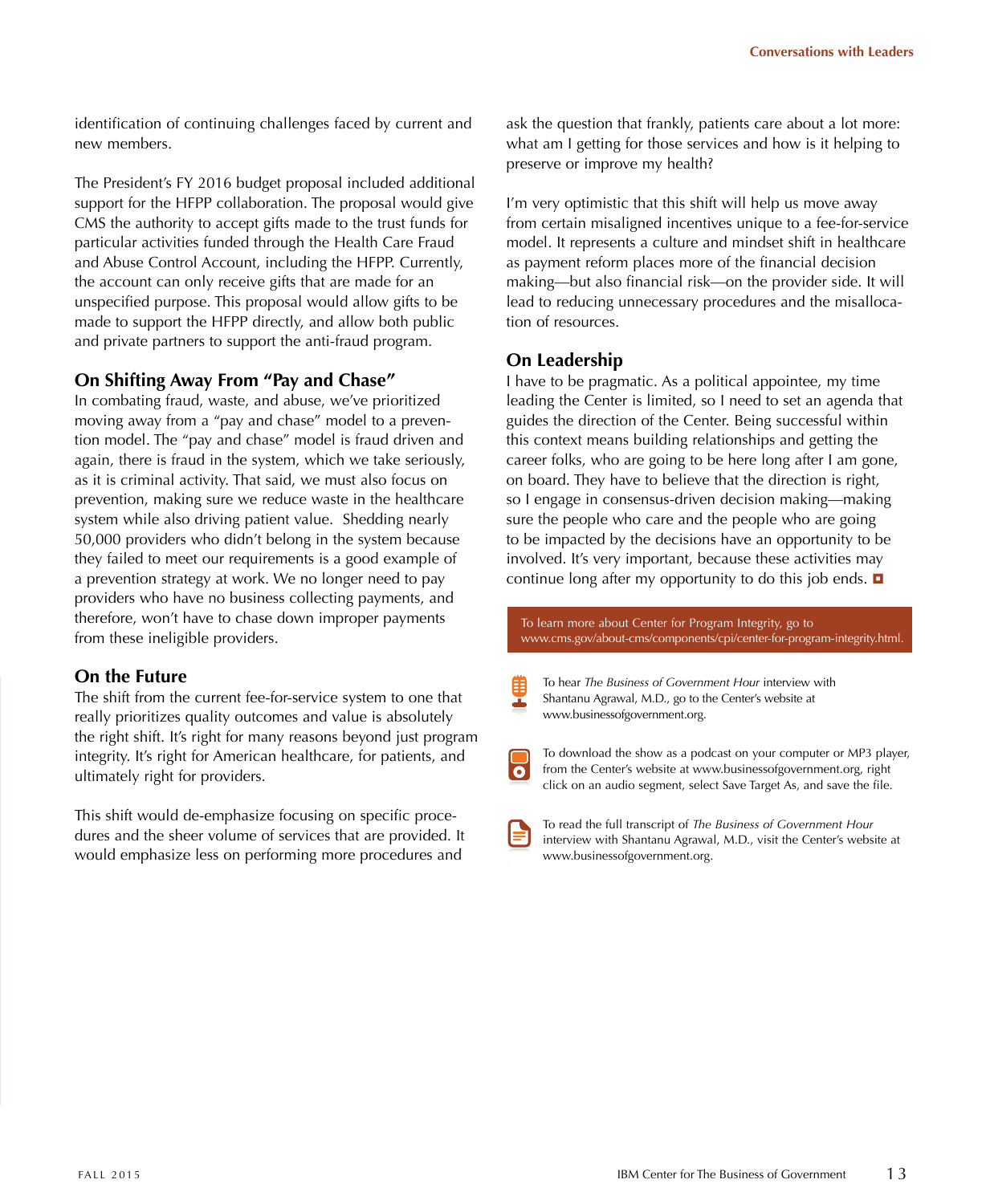identification of continuing challenges faced by current and new members.

The President's FY 2016 budget proposal included additional support for the HFPP collaboration. The proposal would give CMS the authority to accept gifts made to the trust funds for particular activities funded through the Health Care Fraud and Abuse Control Account, including the HFPP. Currently, the account can only receive gifts that are made for an unspecified purpose. This proposal would allow gifts to be made to support the HFPP directly, and allow both public and private partners to support the anti-fraud program.

## On Shifting Away From "Pay and Chase"

In combating fraud, waste, and abuse, we've prioritized moving away from a "pay and chase" model to a prevention model. The "pay and chase" model is fraud driven and again, there is fraud in the system, which we take seriously, as it is criminal activity. That said, we must also focus on prevention, making sure we reduce waste in the healthcare system while also driving patient value. Shedding nearly 50,000 providers who didn't belong in the system because they failed to meet our requirements is a good example of a prevention strategy at work. We no longer need to pay providers who have no business collecting payments, and therefore, won't have to chase down improper payments from these ineligible providers.

## On the Future

The shift from the current fee-for-service system to one that really prioritizes quality outcomes and value is absolutely the right shift. It's right for many reasons beyond just program integrity. It's right for American healthcare, for patients, and ultimately right for providers.

This shift would de-emphasize focusing on specific procedures and the sheer volume of services that are provided. It would emphasize less on performing more procedures and ask the question that frankly, patients care about a lot more: what am I getting for those services and how is it helping to preserve or improve my health?

I'm very optimistic that this shift will help us move away from certain misaligned incentives unique to a fee-for-service model. It represents a culture and mindset shift in healthcare as payment reform places more of the financial decision making—but also financial risk—on the provider side. It will lead to reducing unnecessary procedures and the misallocation of resources.

## On Leadership

I have to be pragmatic. As a political appointee, my time leading the Center is limited, so I need to set an agenda that guides the direction of the Center. Being successful within this context means building relationships and getting the career folks, who are going to be here long after I am gone, on board. They have to believe that the direction is right, so I engage in consensus-driven decision making—making sure the people who care and the people who are going to be impacted by the decisions have an opportunity to be involved. It's very important, because these activities may continue long after my opportunity to do this job ends. ◘

To learn more about Center for Program Integrity, go to www.cms.gov/about-cms/components/cpi/center-for-program-integrity.html.

To hear *The Business of Government Hour* interview with Shantanu Agrawal, M.D., go to the Center's website at www.businessofgovernment.org.

To download the show as a podcast on your computer or MP3 player, from the Center's website at www.businessofgovernment.org, right click on an audio segment, select Save Target As, and save the file.

To read the full transcript of *The Business of Government Hour* interview with Shantanu Agrawal, M.D., visit the Center's website at www.businessofgovernment.org.